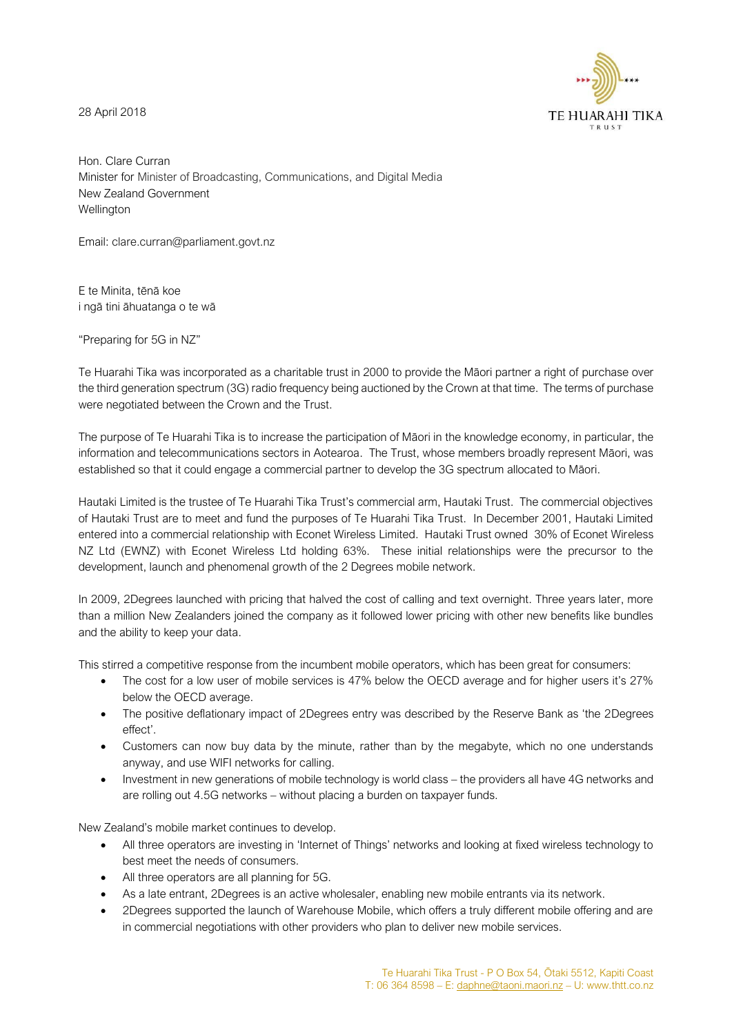28 April 2018

TE HUARAHI TIKA
TRUST

Hon. Clare Curran
Minister for Minister of Broadcasting, Communications, and Digital Media
New Zealand Government
Wellington

Email: clare.curran@parliament.govt.nz

E te Minita, tēnā koe
i ngā tini āhuatanga o te wā

"Preparing for 5G in NZ"

Te Huarahi Tika was incorporated as a charitable trust in 2000 to provide the Māori partner a right of purchase over the third generation spectrum (3G) radio frequency being auctioned by the Crown at that time. The terms of purchase were negotiated between the Crown and the Trust.

The purpose of Te Huarahi Tika is to increase the participation of Māori in the knowledge economy, in particular, the information and telecommunications sectors in Aotearoa. The Trust, whose members broadly represent Māori, was established so that it could engage a commercial partner to develop the 3G spectrum allocated to Māori.

Hautaki Limited is the trustee of Te Huarahi Tika Trust's commercial arm, Hautaki Trust. The commercial objectives of Hautaki Trust are to meet and fund the purposes of Te Huarahi Tika Trust. In December 2001, Hautaki Limited entered into a commercial relationship with Econet Wireless Limited. Hautaki Trust owned 30% of Econet Wireless NZ Ltd (EWNZ) with Econet Wireless Ltd holding 63%. These initial relationships were the precursor to the development, launch and phenomenal growth of the 2 Degrees mobile network.

In 2009, 2Degrees launched with pricing that halved the cost of calling and text overnight. Three years later, more than a million New Zealanders joined the company as it followed lower pricing with other new benefits like bundles and the ability to keep your data.

This stirred a competitive response from the incumbent mobile operators, which has been great for consumers:

- The cost for a low user of mobile services is 47% below the OECD average and for higher users it's 27% below the OECD average.
- The positive deflationary impact of 2Degrees entry was described by the Reserve Bank as 'the 2Degrees effect'.
- Customers can now buy data by the minute, rather than by the megabyte, which no one understands anyway, and use WIFI networks for calling.
- Investment in new generations of mobile technology is world class – the providers all have 4G networks and are rolling out 4.5G networks – without placing a burden on taxpayer funds.

New Zealand's mobile market continues to develop.

- All three operators are investing in 'Internet of Things' networks and looking at fixed wireless technology to best meet the needs of consumers.
- All three operators are all planning for 5G.
- As a late entrant, 2Degrees is an active wholesaler, enabling new mobile entrants via its network.
- 2Degrees supported the launch of Warehouse Mobile, which offers a truly different mobile offering and are in commercial negotiations with other providers who plan to deliver new mobile services.

Te Huarahi Tika Trust - P O Box 54, Ōtaki 5512, Kapiti Coast
T: 06 364 8598 – E: daphne@taoni.maori.nz – U: www.thtt.co.nz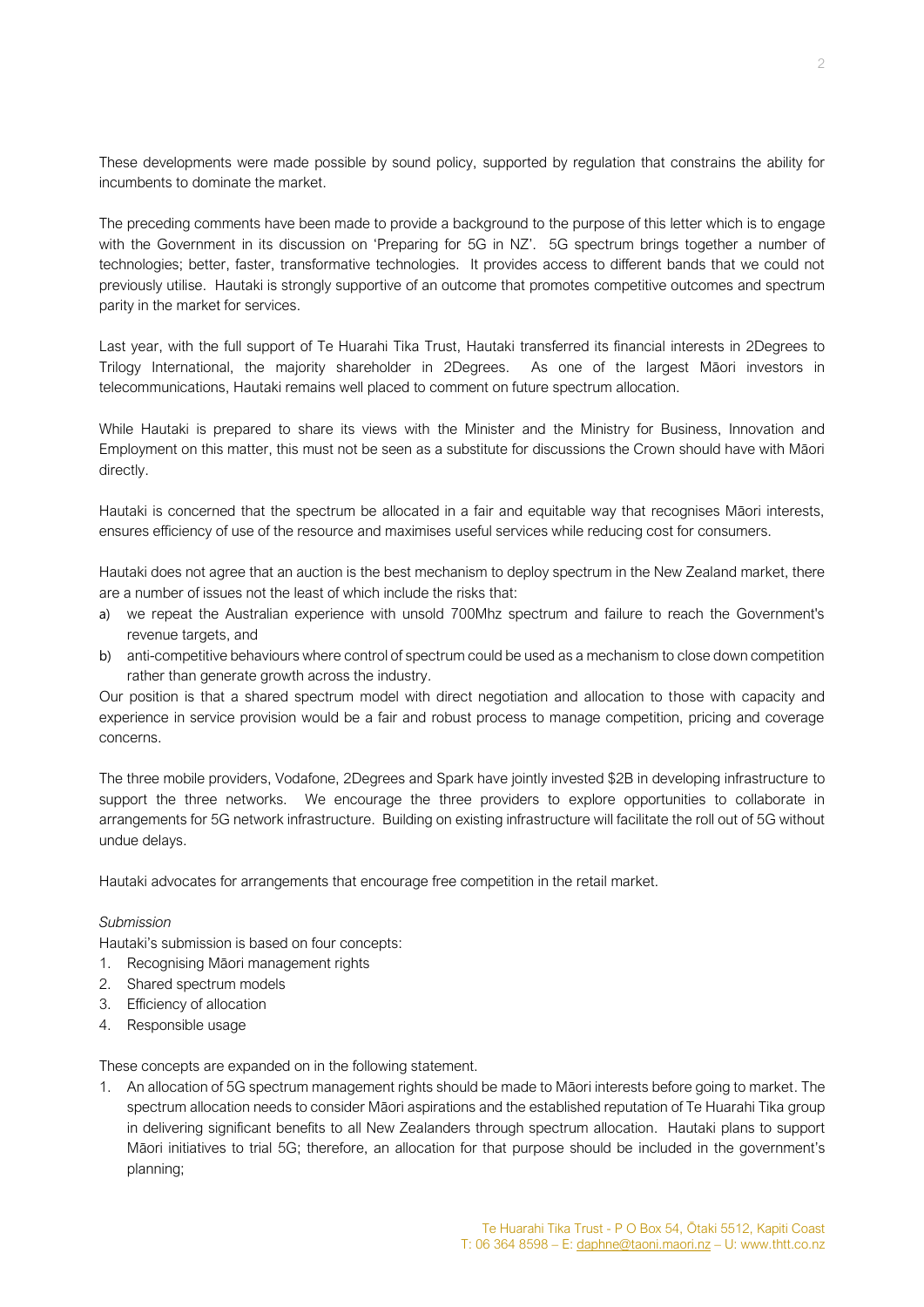These developments were made possible by sound policy, supported by regulation that constrains the ability for incumbents to dominate the market.

The preceding comments have been made to provide a background to the purpose of this letter which is to engage with the Government in its discussion on 'Preparing for 5G in NZ'. 5G spectrum brings together a number of technologies; better, faster, transformative technologies. It provides access to different bands that we could not previously utilise. Hautaki is strongly supportive of an outcome that promotes competitive outcomes and spectrum parity in the market for services.

Last year, with the full support of Te Huarahi Tika Trust, Hautaki transferred its financial interests in 2Degrees to Trilogy International, the majority shareholder in 2Degrees. As one of the largest Māori investors in telecommunications, Hautaki remains well placed to comment on future spectrum allocation.

While Hautaki is prepared to share its views with the Minister and the Ministry for Business, Innovation and Employment on this matter, this must not be seen as a substitute for discussions the Crown should have with Māori directly.

Hautaki is concerned that the spectrum be allocated in a fair and equitable way that recognises Māori interests, ensures efficiency of use of the resource and maximises useful services while reducing cost for consumers.

Hautaki does not agree that an auction is the best mechanism to deploy spectrum in the New Zealand market, there are a number of issues not the least of which include the risks that:

a) we repeat the Australian experience with unsold 700Mhz spectrum and failure to reach the Government's revenue targets, and
b) anti-competitive behaviours where control of spectrum could be used as a mechanism to close down competition rather than generate growth across the industry.

Our position is that a shared spectrum model with direct negotiation and allocation to those with capacity and experience in service provision would be a fair and robust process to manage competition, pricing and coverage concerns.

The three mobile providers, Vodafone, 2Degrees and Spark have jointly invested $2B in developing infrastructure to support the three networks. We encourage the three providers to explore opportunities to collaborate in arrangements for 5G network infrastructure. Building on existing infrastructure will facilitate the roll out of 5G without undue delays.

Hautaki advocates for arrangements that encourage free competition in the retail market.

*Submission*

Hautaki's submission is based on four concepts:

1. Recognising Māori management rights
2. Shared spectrum models
3. Efficiency of allocation
4. Responsible usage

These concepts are expanded on in the following statement.

1. An allocation of 5G spectrum management rights should be made to Māori interests before going to market. The spectrum allocation needs to consider Māori aspirations and the established reputation of Te Huarahi Tika group in delivering significant benefits to all New Zealanders through spectrum allocation. Hautaki plans to support Māori initiatives to trial 5G; therefore, an allocation for that purpose should be included in the government's planning;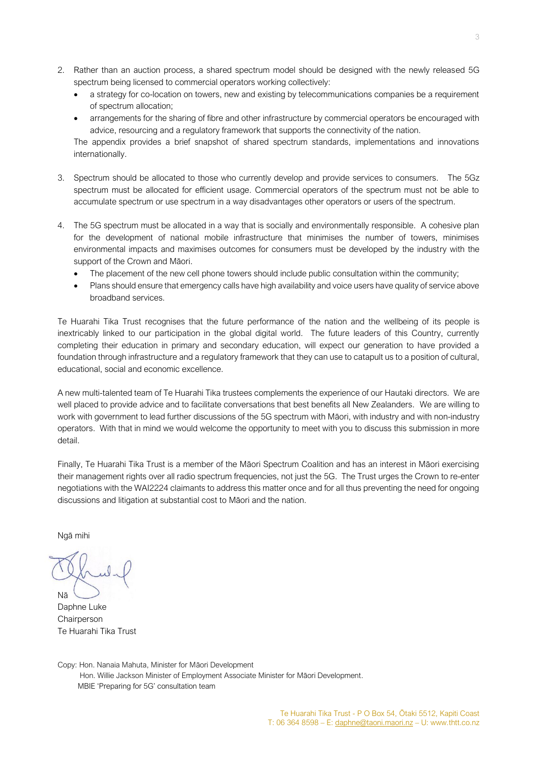2. Rather than an auction process, a shared spectrum model should be designed with the newly released 5G spectrum being licensed to commercial operators working collectively:
   - a strategy for co-location on towers, new and existing by telecommunications companies be a requirement of spectrum allocation;
   - arrangements for the sharing of fibre and other infrastructure by commercial operators be encouraged with advice, resourcing and a regulatory framework that supports the connectivity of the nation.

   The appendix provides a brief snapshot of shared spectrum standards, implementations and innovations internationally.

3. Spectrum should be allocated to those who currently develop and provide services to consumers. The 5Gz spectrum must be allocated for efficient usage. Commercial operators of the spectrum must not be able to accumulate spectrum or use spectrum in a way disadvantages other operators or users of the spectrum.

4. The 5G spectrum must be allocated in a way that is socially and environmentally responsible. A cohesive plan for the development of national mobile infrastructure that minimises the number of towers, minimises environmental impacts and maximises outcomes for consumers must be developed by the industry with the support of the Crown and Māori.
   - The placement of the new cell phone towers should include public consultation within the community;
   - Plans should ensure that emergency calls have high availability and voice users have quality of service above broadband services.

Te Huarahi Tika Trust recognises that the future performance of the nation and the wellbeing of its people is inextricably linked to our participation in the global digital world. The future leaders of this Country, currently completing their education in primary and secondary education, will expect our generation to have provided a foundation through infrastructure and a regulatory framework that they can use to catapult us to a position of cultural, educational, social and economic excellence.

A new multi-talented team of Te Huarahi Tika trustees complements the experience of our Hautaki directors. We are well placed to provide advice and to facilitate conversations that best benefits all New Zealanders. We are willing to work with government to lead further discussions of the 5G spectrum with Māori, with industry and with non-industry operators. With that in mind we would welcome the opportunity to meet with you to discuss this submission in more detail.

Finally, Te Huarahi Tika Trust is a member of the Māori Spectrum Coalition and has an interest in Māori exercising their management rights over all radio spectrum frequencies, not just the 5G. The Trust urges the Crown to re-enter negotiations with the WAI2224 claimants to address this matter once and for all thus preventing the need for ongoing discussions and litigation at substantial cost to Māori and the nation.

Ngā mihi

Nā
Daphne Luke
Chairperson
Te Huarahi Tika Trust

Copy: Hon. Nanaia Mahuta, Minister for Māori Development
Hon. Willie Jackson Minister of Employment Associate Minister for Māori Development.
MBIE 'Preparing for 5G' consultation team

Te Huarahi Tika Trust - P O Box 54, Ōtaki 5512, Kapiti Coast
T: 06 364 8598 – E: daphne@taoni.maori.nz – U: www.thtt.co.nz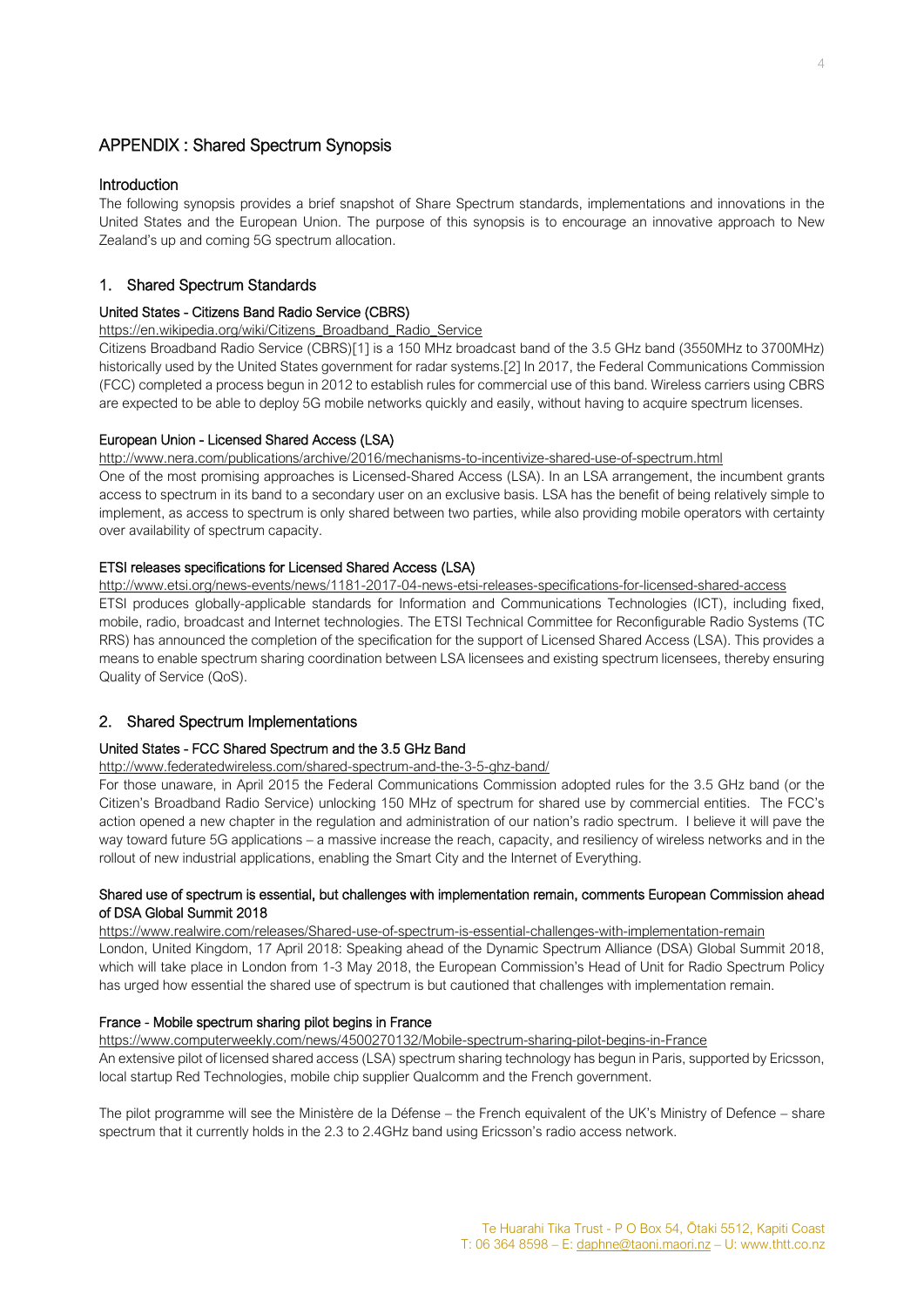## APPENDIX : Shared Spectrum Synopsis

### Introduction

The following synopsis provides a brief snapshot of Share Spectrum standards, implementations and innovations in the United States and the European Union. The purpose of this synopsis is to encourage an innovative approach to New Zealand's up and coming 5G spectrum allocation.

### 1. Shared Spectrum Standards

#### United States - Citizens Band Radio Service (CBRS)

https://en.wikipedia.org/wiki/Citizens_Broadband_Radio_Service

Citizens Broadband Radio Service (CBRS)[1] is a 150 MHz broadcast band of the 3.5 GHz band (3550MHz to 3700MHz) historically used by the United States government for radar systems.[2] In 2017, the Federal Communications Commission (FCC) completed a process begun in 2012 to establish rules for commercial use of this band. Wireless carriers using CBRS are expected to be able to deploy 5G mobile networks quickly and easily, without having to acquire spectrum licenses.

#### European Union - Licensed Shared Access (LSA)

http://www.nera.com/publications/archive/2016/mechanisms-to-incentivize-shared-use-of-spectrum.html

One of the most promising approaches is Licensed-Shared Access (LSA). In an LSA arrangement, the incumbent grants access to spectrum in its band to a secondary user on an exclusive basis. LSA has the benefit of being relatively simple to implement, as access to spectrum is only shared between two parties, while also providing mobile operators with certainty over availability of spectrum capacity.

#### ETSI releases specifications for Licensed Shared Access (LSA)

http://www.etsi.org/news-events/news/1181-2017-04-news-etsi-releases-specifications-for-licensed-shared-access

ETSI produces globally-applicable standards for Information and Communications Technologies (ICT), including fixed, mobile, radio, broadcast and Internet technologies. The ETSI Technical Committee for Reconfigurable Radio Systems (TC RRS) has announced the completion of the specification for the support of Licensed Shared Access (LSA). This provides a means to enable spectrum sharing coordination between LSA licensees and existing spectrum licensees, thereby ensuring Quality of Service (QoS).

### 2. Shared Spectrum Implementations

#### United States - FCC Shared Spectrum and the 3.5 GHz Band

http://www.federatedwireless.com/shared-spectrum-and-the-3-5-ghz-band/

For those unaware, in April 2015 the Federal Communications Commission adopted rules for the 3.5 GHz band (or the Citizen's Broadband Radio Service) unlocking 150 MHz of spectrum for shared use by commercial entities. The FCC's action opened a new chapter in the regulation and administration of our nation's radio spectrum. I believe it will pave the way toward future 5G applications – a massive increase the reach, capacity, and resiliency of wireless networks and in the rollout of new industrial applications, enabling the Smart City and the Internet of Everything.

#### Shared use of spectrum is essential, but challenges with implementation remain, comments European Commission ahead of DSA Global Summit 2018

https://www.realwire.com/releases/Shared-use-of-spectrum-is-essential-challenges-with-implementation-remain

London, United Kingdom, 17 April 2018: Speaking ahead of the Dynamic Spectrum Alliance (DSA) Global Summit 2018, which will take place in London from 1-3 May 2018, the European Commission's Head of Unit for Radio Spectrum Policy has urged how essential the shared use of spectrum is but cautioned that challenges with implementation remain.

#### France - Mobile spectrum sharing pilot begins in France

https://www.computerweekly.com/news/4500270132/Mobile-spectrum-sharing-pilot-begins-in-France

An extensive pilot of licensed shared access (LSA) spectrum sharing technology has begun in Paris, supported by Ericsson, local startup Red Technologies, mobile chip supplier Qualcomm and the French government.

The pilot programme will see the Ministère de la Défense – the French equivalent of the UK's Ministry of Defence – share spectrum that it currently holds in the 2.3 to 2.4GHz band using Ericsson's radio access network.

Te Huarahi Tika Trust - P O Box 54, Ōtaki 5512, Kapiti Coast
T: 06 364 8598 – E: daphne@taoni.maori.nz – U: www.thtt.co.nz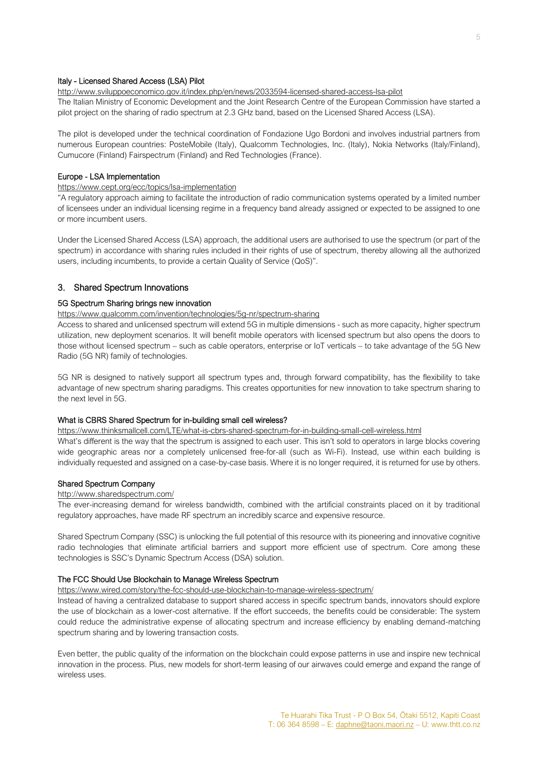#### Italy - Licensed Shared Access (LSA) Pilot

http://www.sviluppoeconomico.gov.it/index.php/en/news/2033594-licensed-shared-access-lsa-pilot

The Italian Ministry of Economic Development and the Joint Research Centre of the European Commission have started a pilot project on the sharing of radio spectrum at 2.3 GHz band, based on the Licensed Shared Access (LSA).

The pilot is developed under the technical coordination of Fondazione Ugo Bordoni and involves industrial partners from numerous European countries: PosteMobile (Italy), Qualcomm Technologies, Inc. (Italy), Nokia Networks (Italy/Finland), Cumucore (Finland) Fairspectrum (Finland) and Red Technologies (France).

#### Europe - LSA Implementation

https://www.cept.org/ecc/topics/lsa-implementation

"A regulatory approach aiming to facilitate the introduction of radio communication systems operated by a limited number of licensees under an individual licensing regime in a frequency band already assigned or expected to be assigned to one or more incumbent users.

Under the Licensed Shared Access (LSA) approach, the additional users are authorised to use the spectrum (or part of the spectrum) in accordance with sharing rules included in their rights of use of spectrum, thereby allowing all the authorized users, including incumbents, to provide a certain Quality of Service (QoS)".

## 3. Shared Spectrum Innovations

#### 5G Spectrum Sharing brings new innovation

https://www.qualcomm.com/invention/technologies/5g-nr/spectrum-sharing

Access to shared and unlicensed spectrum will extend 5G in multiple dimensions - such as more capacity, higher spectrum utilization, new deployment scenarios. It will benefit mobile operators with licensed spectrum but also opens the doors to those without licensed spectrum – such as cable operators, enterprise or IoT verticals – to take advantage of the 5G New Radio (5G NR) family of technologies.

5G NR is designed to natively support all spectrum types and, through forward compatibility, has the flexibility to take advantage of new spectrum sharing paradigms. This creates opportunities for new innovation to take spectrum sharing to the next level in 5G.

#### What is CBRS Shared Spectrum for in-building small cell wireless?

https://www.thinksmallcell.com/LTE/what-is-cbrs-shared-spectrum-for-in-building-small-cell-wireless.html

What's different is the way that the spectrum is assigned to each user. This isn't sold to operators in large blocks covering wide geographic areas nor a completely unlicensed free-for-all (such as Wi-Fi). Instead, use within each building is individually requested and assigned on a case-by-case basis. Where it is no longer required, it is returned for use by others.

#### Shared Spectrum Company

http://www.sharedspectrum.com/

The ever-increasing demand for wireless bandwidth, combined with the artificial constraints placed on it by traditional regulatory approaches, have made RF spectrum an incredibly scarce and expensive resource.

Shared Spectrum Company (SSC) is unlocking the full potential of this resource with its pioneering and innovative cognitive radio technologies that eliminate artificial barriers and support more efficient use of spectrum. Core among these technologies is SSC's Dynamic Spectrum Access (DSA) solution.

#### The FCC Should Use Blockchain to Manage Wireless Spectrum

https://www.wired.com/story/the-fcc-should-use-blockchain-to-manage-wireless-spectrum/

Instead of having a centralized database to support shared access in specific spectrum bands, innovators should explore the use of blockchain as a lower-cost alternative. If the effort succeeds, the benefits could be considerable: The system could reduce the administrative expense of allocating spectrum and increase efficiency by enabling demand-matching spectrum sharing and by lowering transaction costs.

Even better, the public quality of the information on the blockchain could expose patterns in use and inspire new technical innovation in the process. Plus, new models for short-term leasing of our airwaves could emerge and expand the range of wireless uses.